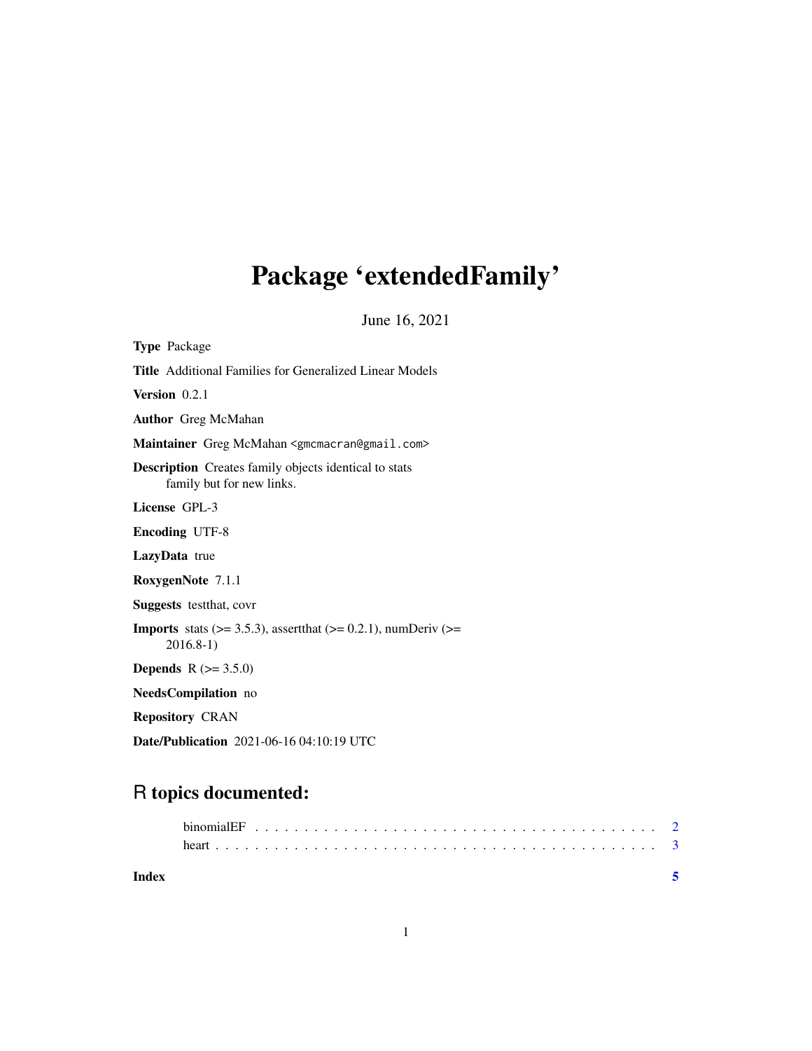# Package 'extendedFamily'

June 16, 2021

**Type** Package

**Title** Additional Families for Generalized Linear Models

**Version** 0.2.1

**Author** Greg McMahan

**Maintainer** Greg McMahan <gmcmacran@gmail.com>

**Description** Creates family objects identical to stats family but for new links.

**License** GPL-3

**Encoding** UTF-8

**LazyData** true

**RoxygenNote** 7.1.1

**Suggests** testthat, covr

**Imports** stats (>= 3.5.3), assertthat (>= 0.2.1), numDeriv (>= 2016.8-1)

**Depends** R (>= 3.5.0)

**NeedsCompilation** no

**Repository** CRAN

**Date/Publication** 2021-06-16 04:10:19 UTC

## R topics documented:

binomialEF . . . . . . . . . . . . . . . . . . . . . . . . . . . . . . . . . . . . . . . . 2
heart . . . . . . . . . . . . . . . . . . . . . . . . . . . . . . . . . . . . . . . . . . . 3

**Index** 5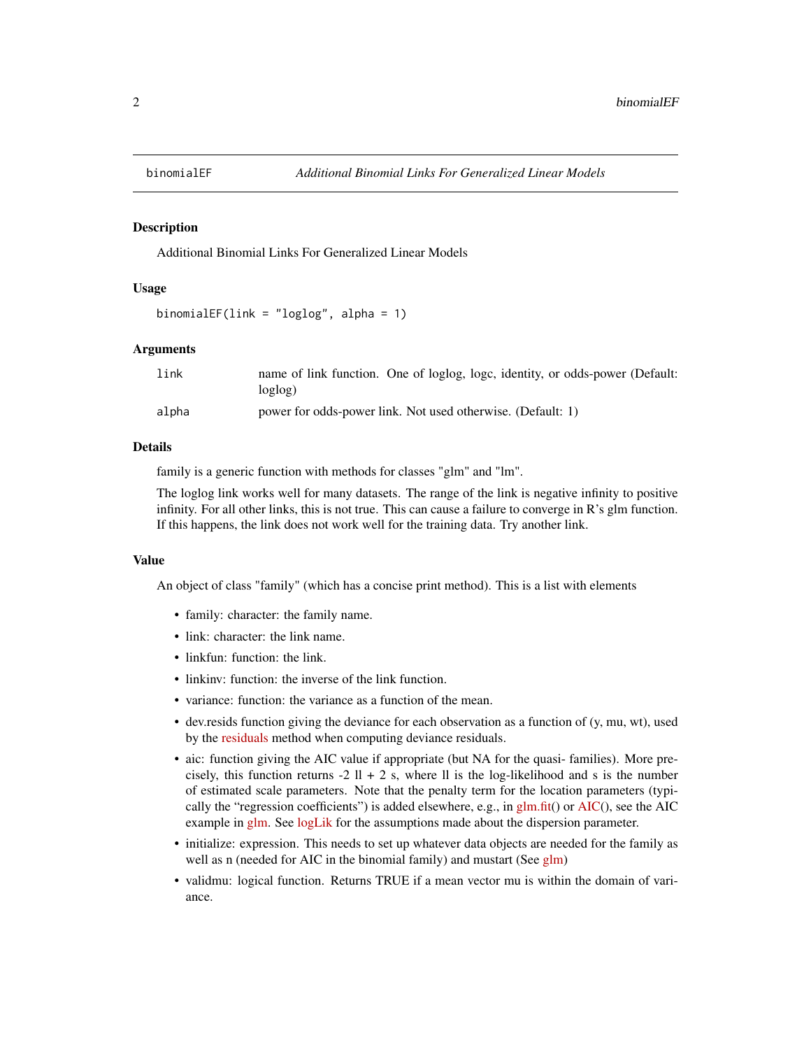## binomialEF — *Additional Binomial Links For Generalized Linear Models*

### Description

Additional Binomial Links For Generalized Linear Models

### Usage

```
binomialEF(link = "loglog", alpha = 1)
```

### Arguments

| | |
|---|---|
| `link` | name of link function. One of loglog, logc, identity, or odds-power (Default: loglog) |
| `alpha` | power for odds-power link. Not used otherwise. (Default: 1) |

### Details

family is a generic function with methods for classes "glm" and "lm".

The loglog link works well for many datasets. The range of the link is negative infinity to positive infinity. For all other links, this is not true. This can cause a failure to converge in R's glm function. If this happens, the link does not work well for the training data. Try another link.

### Value

An object of class "family" (which has a concise print method). This is a list with elements

- family: character: the family name.
- link: character: the link name.
- linkfun: function: the link.
- linkinv: function: the inverse of the link function.
- variance: function: the variance as a function of the mean.
- dev.resids function giving the deviance for each observation as a function of (y, mu, wt), used by the residuals method when computing deviance residuals.
- aic: function giving the AIC value if appropriate (but NA for the quasi- families). More precisely, this function returns -2 ll + 2 s, where ll is the log-likelihood and s is the number of estimated scale parameters. Note that the penalty term for the location parameters (typically the "regression coefficients") is added elsewhere, e.g., in glm.fit() or AIC(), see the AIC example in glm. See logLik for the assumptions made about the dispersion parameter.
- initialize: expression. This needs to set up whatever data objects are needed for the family as well as n (needed for AIC in the binomial family) and mustart (See glm)
- validmu: logical function. Returns TRUE if a mean vector mu is within the domain of variance.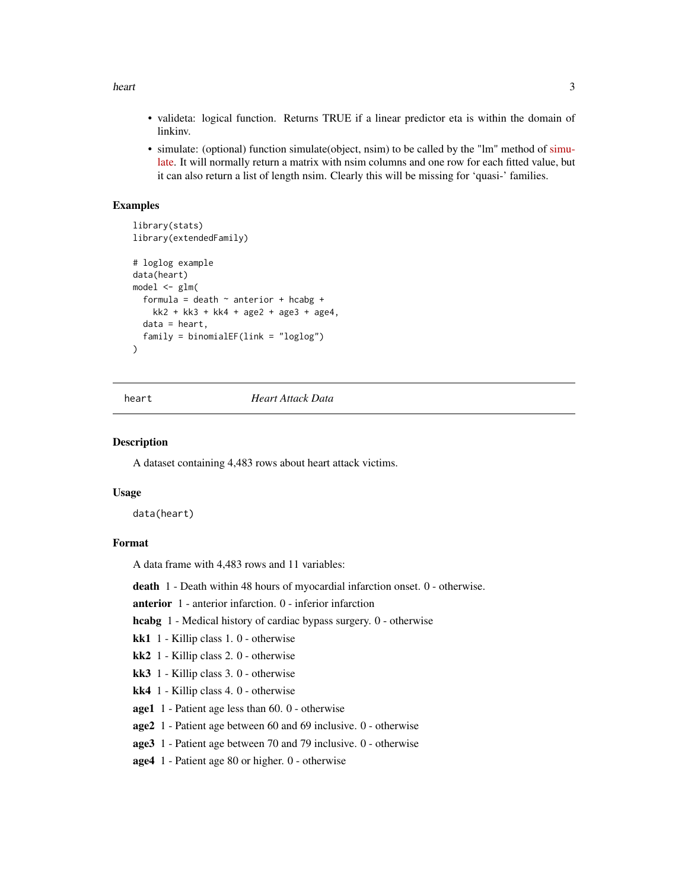- valideta: logical function. Returns TRUE if a linear predictor eta is within the domain of linkinv.
- simulate: (optional) function simulate(object, nsim) to be called by the "lm" method of simulate. It will normally return a matrix with nsim columns and one row for each fitted value, but it can also return a list of length nsim. Clearly this will be missing for 'quasi-' families.

## Examples

```
library(stats)
library(extendedFamily)

# loglog example
data(heart)
model <- glm(
  formula = death ~ anterior + hcabg +
    kk2 + kk3 + kk4 + age2 + age3 + age4,
  data = heart,
  family = binomialEF(link = "loglog")
)
```

---

# heart — *Heart Attack Data*

## Description

A dataset containing 4,483 rows about heart attack victims.

## Usage

```
data(heart)
```

## Format

A data frame with 4,483 rows and 11 variables:

**death** 1 - Death within 48 hours of myocardial infarction onset. 0 - otherwise.

**anterior** 1 - anterior infarction. 0 - inferior infarction

**hcabg** 1 - Medical history of cardiac bypass surgery. 0 - otherwise

**kk1** 1 - Killip class 1. 0 - otherwise

**kk2** 1 - Killip class 2. 0 - otherwise

**kk3** 1 - Killip class 3. 0 - otherwise

**kk4** 1 - Killip class 4. 0 - otherwise

**age1** 1 - Patient age less than 60. 0 - otherwise

**age2** 1 - Patient age between 60 and 69 inclusive. 0 - otherwise

**age3** 1 - Patient age between 70 and 79 inclusive. 0 - otherwise

**age4** 1 - Patient age 80 or higher. 0 - otherwise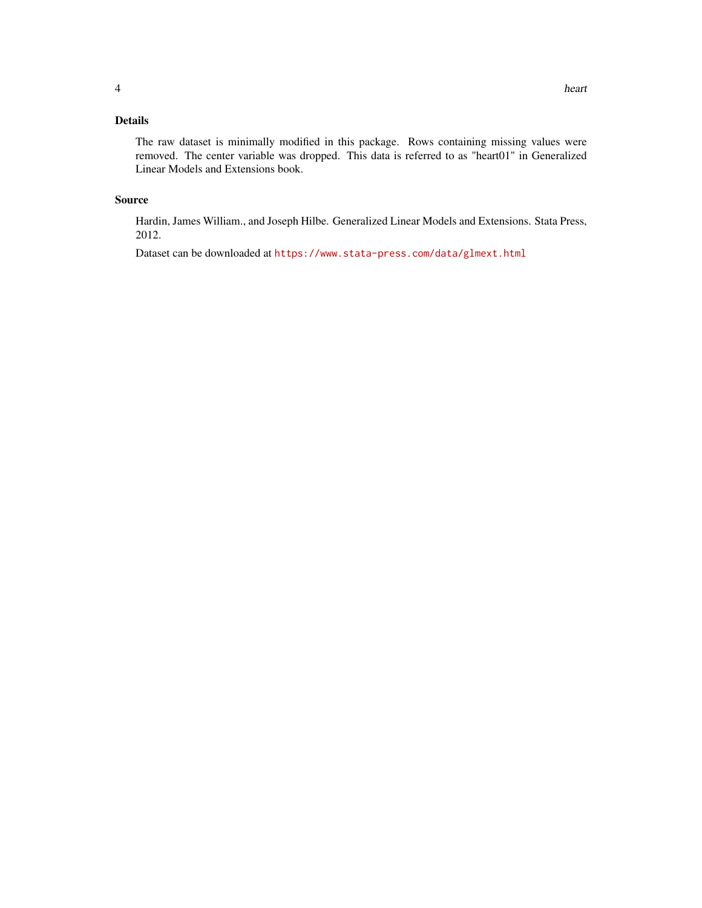## Details

The raw dataset is minimally modified in this package. Rows containing missing values were removed. The center variable was dropped. This data is referred to as "heart01" in Generalized Linear Models and Extensions book.

## Source

Hardin, James William., and Joseph Hilbe. Generalized Linear Models and Extensions. Stata Press, 2012.

Dataset can be downloaded at https://www.stata-press.com/data/glmext.html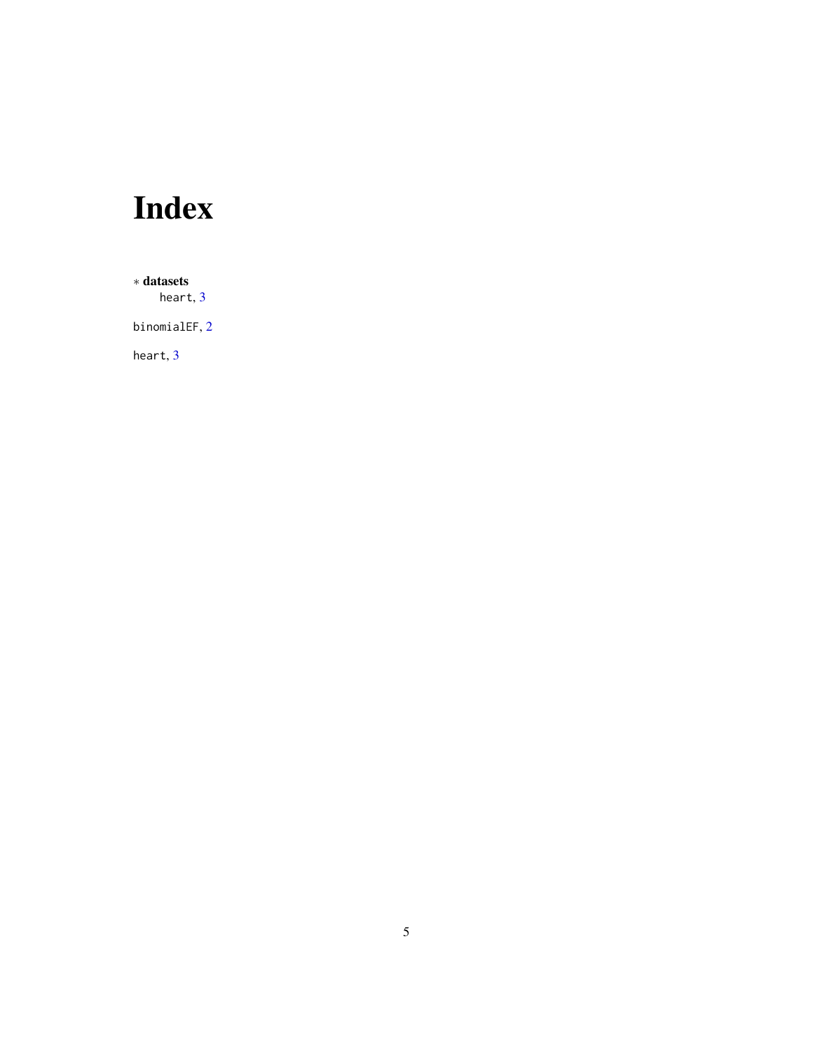# Index

∗ **datasets**
    heart, 3

binomialEF, 2

heart, 3